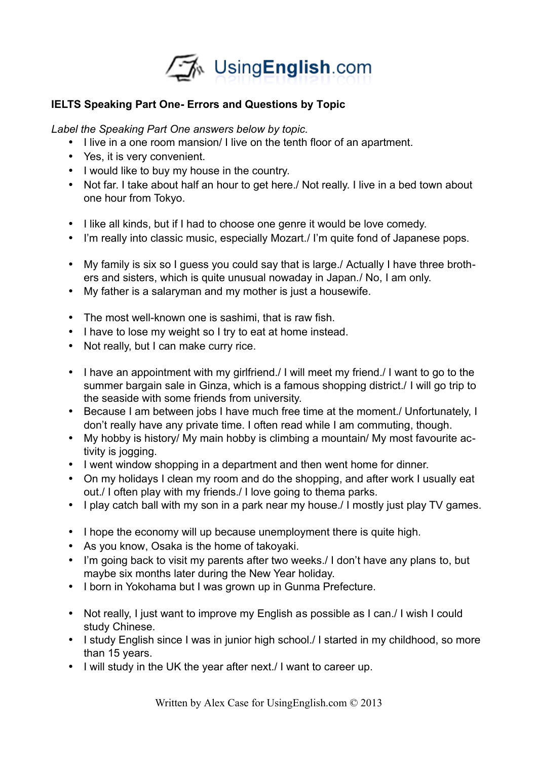**IELTS Speaking Part One- Errors and Questions by Topic**

*Label the Speaking Part One answers below by topic.*

- I live in a one room mansion/ I live on the tenth floor of an apartment.
- Yes, it is very convenient.
- I would like to buy my house in the country.
- Not far. I take about half an hour to get here./ Not really. I live in a bed town about one hour from Tokyo.

- I like all kinds, but if I had to choose one genre it would be love comedy.
- I'm really into classic music, especially Mozart./ I'm quite fond of Japanese pops.

- My family is six so I guess you could say that is large./ Actually I have three brothers and sisters, which is quite unusual nowaday in Japan./ No, I am only.
- My father is a salaryman and my mother is just a housewife.

- The most well-known one is sashimi, that is raw fish.
- I have to lose my weight so I try to eat at home instead.
- Not really, but I can make curry rice.

- I have an appointment with my girlfriend./ I will meet my friend./ I want to go to the summer bargain sale in Ginza, which is a famous shopping district./ I will go trip to the seaside with some friends from university.
- Because I am between jobs I have much free time at the moment./ Unfortunately, I don't really have any private time. I often read while I am commuting, though.
- My hobby is history/ My main hobby is climbing a mountain/ My most favourite activity is jogging.
- I went window shopping in a department and then went home for dinner.
- On my holidays I clean my room and do the shopping, and after work I usually eat out./ I often play with my friends./ I love going to thema parks.
- I play catch ball with my son in a park near my house./ I mostly just play TV games.

- I hope the economy will up because unemployment there is quite high.
- As you know, Osaka is the home of takoyaki.
- I'm going back to visit my parents after two weeks./ I don't have any plans to, but maybe six months later during the New Year holiday.
- I born in Yokohama but I was grown up in Gunma Prefecture.

- Not really, I just want to improve my English as possible as I can./ I wish I could study Chinese.
- I study English since I was in junior high school./ I started in my childhood, so more than 15 years.
- I will study in the UK the year after next./ I want to career up.

Written by Alex Case for UsingEnglish.com © 2013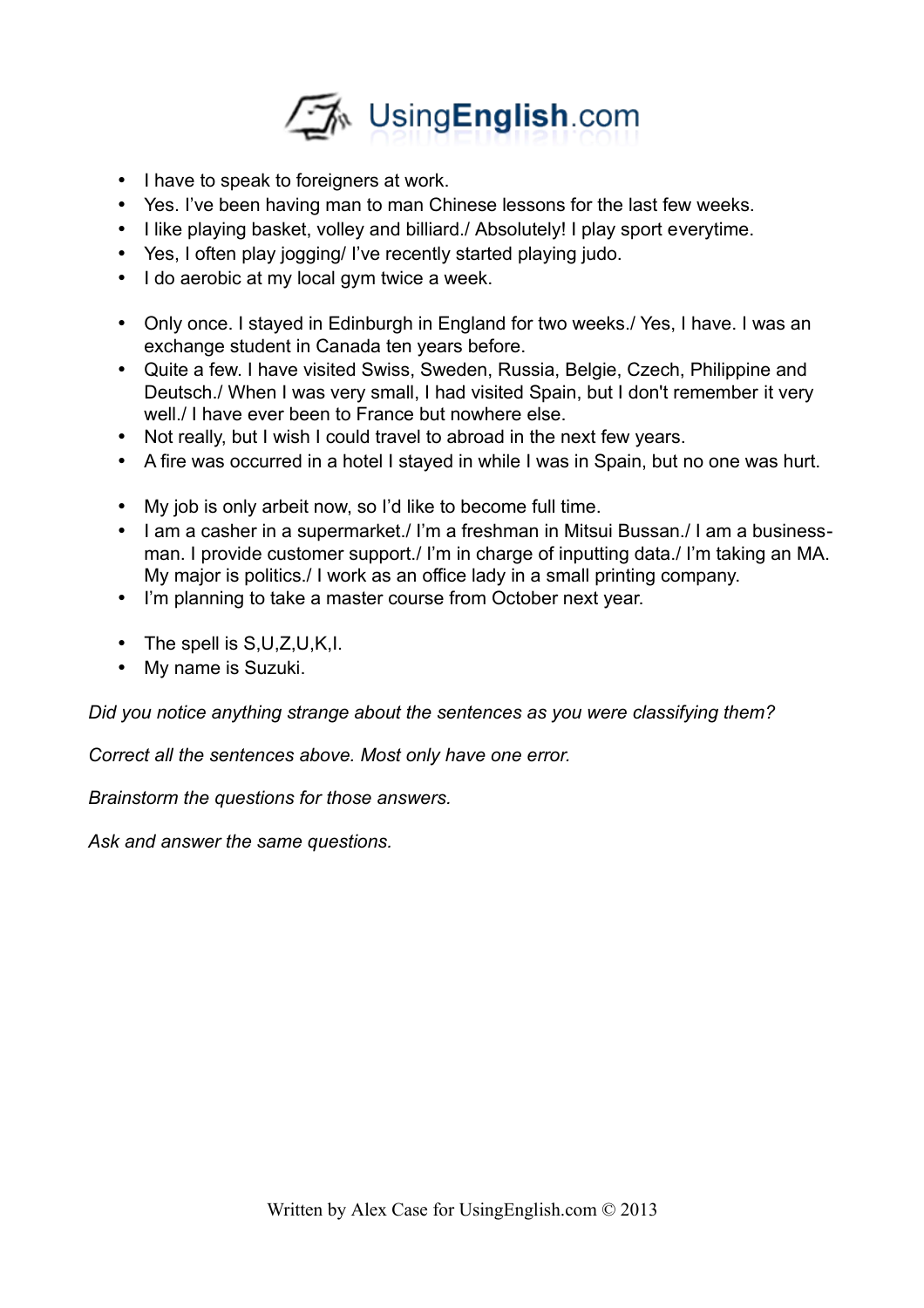- I have to speak to foreigners at work.
- Yes. I've been having man to man Chinese lessons for the last few weeks.
- I like playing basket, volley and billiard./ Absolutely! I play sport everytime.
- Yes, I often play jogging/ I've recently started playing judo.
- I do aerobic at my local gym twice a week.

- Only once. I stayed in Edinburgh in England for two weeks./ Yes, I have. I was an exchange student in Canada ten years before.
- Quite a few. I have visited Swiss, Sweden, Russia, Belgie, Czech, Philippine and Deutsch./ When I was very small, I had visited Spain, but I don't remember it very well./ I have ever been to France but nowhere else.
- Not really, but I wish I could travel to abroad in the next few years.
- A fire was occurred in a hotel I stayed in while I was in Spain, but no one was hurt.

- My job is only arbeit now, so I'd like to become full time.
- I am a casher in a supermarket./ I'm a freshman in Mitsui Bussan./ I am a business-man. I provide customer support./ I'm in charge of inputting data./ I'm taking an MA. My major is politics./ I work as an office lady in a small printing company.
- I'm planning to take a master course from October next year.

- The spell is S,U,Z,U,K,I.
- My name is Suzuki.

*Did you notice anything strange about the sentences as you were classifying them?*

*Correct all the sentences above. Most only have one error.*

*Brainstorm the questions for those answers.*

*Ask and answer the same questions.*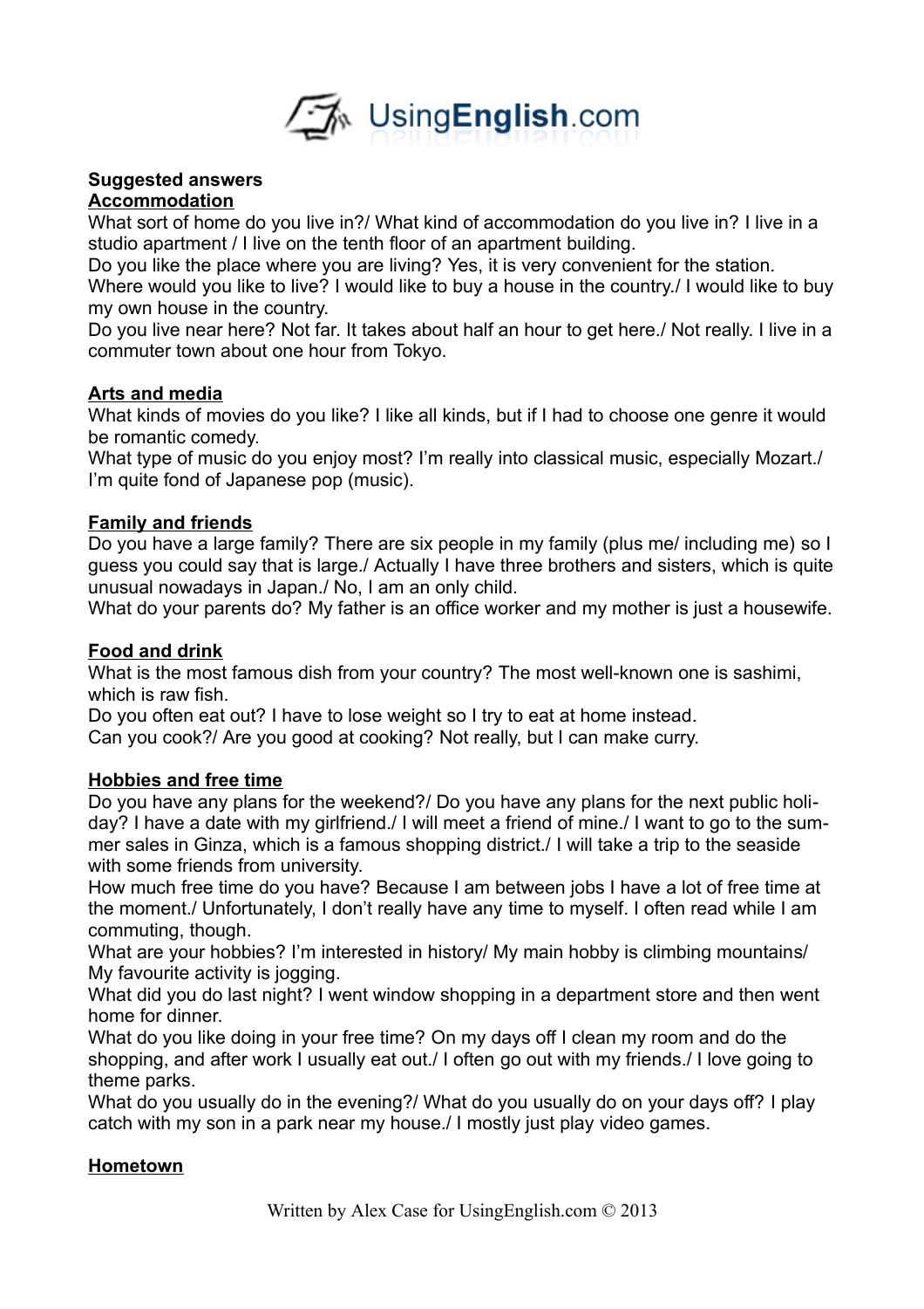**Suggested answers**

**Accommodation**

What sort of home do you live in?/ What kind of accommodation do you live in? I live in a studio apartment / I live on the tenth floor of an apartment building.

Do you like the place where you are living? Yes, it is very convenient for the station.

Where would you like to live? I would like to buy a house in the country./ I would like to buy my own house in the country.

Do you live near here? Not far. It takes about half an hour to get here./ Not really. I live in a commuter town about one hour from Tokyo.

**Arts and media**

What kinds of movies do you like? I like all kinds, but if I had to choose one genre it would be romantic comedy.

What type of music do you enjoy most? I'm really into classical music, especially Mozart./ I'm quite fond of Japanese pop (music).

**Family and friends**

Do you have a large family? There are six people in my family (plus me/ including me) so I guess you could say that is large./ Actually I have three brothers and sisters, which is quite unusual nowadays in Japan./ No, I am an only child.

What do your parents do? My father is an office worker and my mother is just a housewife.

**Food and drink**

What is the most famous dish from your country? The most well-known one is sashimi, which is raw fish.

Do you often eat out? I have to lose weight so I try to eat at home instead.

Can you cook?/ Are you good at cooking? Not really, but I can make curry.

**Hobbies and free time**

Do you have any plans for the weekend?/ Do you have any plans for the next public holiday? I have a date with my girlfriend./ I will meet a friend of mine./ I want to go to the summer sales in Ginza, which is a famous shopping district./ I will take a trip to the seaside with some friends from university.

How much free time do you have? Because I am between jobs I have a lot of free time at the moment./ Unfortunately, I don't really have any time to myself. I often read while I am commuting, though.

What are your hobbies? I'm interested in history/ My main hobby is climbing mountains/ My favourite activity is jogging.

What did you do last night? I went window shopping in a department store and then went home for dinner.

What do you like doing in your free time? On my days off I clean my room and do the shopping, and after work I usually eat out./ I often go out with my friends./ I love going to theme parks.

What do you usually do in the evening?/ What do you usually do on your days off? I play catch with my son in a park near my house./ I mostly just play video games.

**Hometown**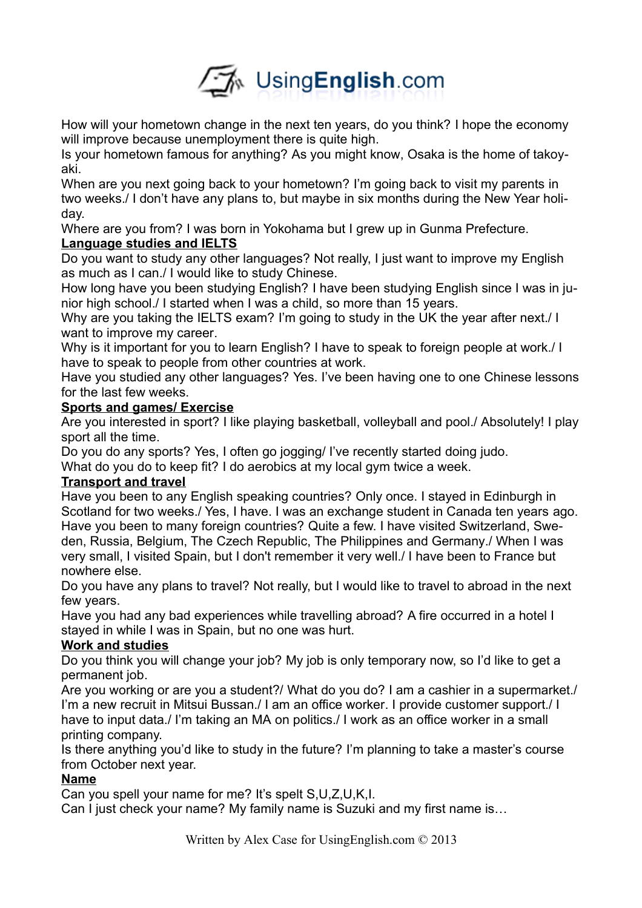How will your hometown change in the next ten years, do you think? I hope the economy will improve because unemployment there is quite high.
Is your hometown famous for anything? As you might know, Osaka is the home of takoyaki.
When are you next going back to your hometown? I'm going back to visit my parents in two weeks./ I don't have any plans to, but maybe in six months during the New Year holiday.
Where are you from? I was born in Yokohama but I grew up in Gunma Prefecture.

**Language studies and IELTS**

Do you want to study any other languages? Not really, I just want to improve my English as much as I can./ I would like to study Chinese.
How long have you been studying English? I have been studying English since I was in junior high school./ I started when I was a child, so more than 15 years.
Why are you taking the IELTS exam? I'm going to study in the UK the year after next./ I want to improve my career.
Why is it important for you to learn English? I have to speak to foreign people at work./ I have to speak to people from other countries at work.
Have you studied any other languages? Yes. I've been having one to one Chinese lessons for the last few weeks.

**Sports and games/ Exercise**

Are you interested in sport? I like playing basketball, volleyball and pool./ Absolutely! I play sport all the time.
Do you do any sports? Yes, I often go jogging/ I've recently started doing judo.
What do you do to keep fit? I do aerobics at my local gym twice a week.

**Transport and travel**

Have you been to any English speaking countries? Only once. I stayed in Edinburgh in Scotland for two weeks./ Yes, I have. I was an exchange student in Canada ten years ago.
Have you been to many foreign countries? Quite a few. I have visited Switzerland, Sweden, Russia, Belgium, The Czech Republic, The Philippines and Germany./ When I was very small, I visited Spain, but I don't remember it very well./ I have been to France but nowhere else.
Do you have any plans to travel? Not really, but I would like to travel to abroad in the next few years.
Have you had any bad experiences while travelling abroad? A fire occurred in a hotel I stayed in while I was in Spain, but no one was hurt.

**Work and studies**

Do you think you will change your job? My job is only temporary now, so I'd like to get a permanent job.
Are you working or are you a student?/ What do you do? I am a cashier in a supermarket./ I'm a new recruit in Mitsui Bussan./ I am an office worker. I provide customer support./ I have to input data./ I'm taking an MA on politics./ I work as an office worker in a small printing company.
Is there anything you'd like to study in the future? I'm planning to take a master's course from October next year.

**Name**

Can you spell your name for me? It's spelt S,U,Z,U,K,I.
Can I just check your name? My family name is Suzuki and my first name is…

Written by Alex Case for UsingEnglish.com © 2013